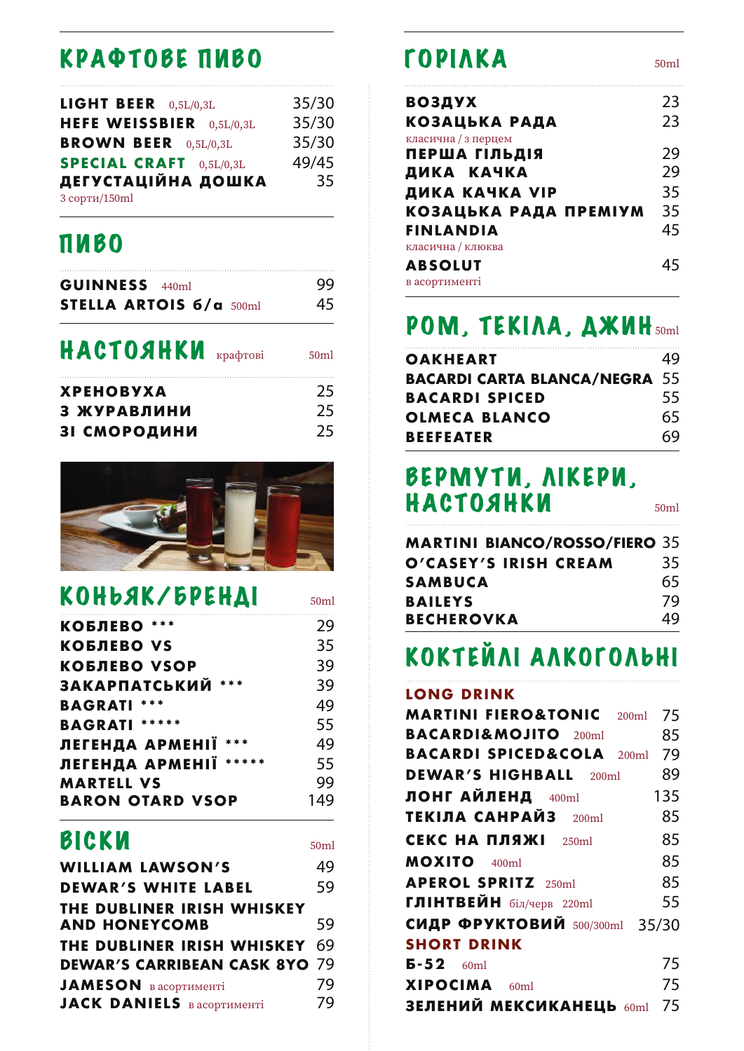## КРАФТОВЕ ПИВО

| | |
|---|---|
| **LIGHT BEER** 0,5L/0,3L | 35/30 |
| **HEFE WEISSBIER** 0,5L/0,3L | 35/30 |
| **BROWN BEER** 0,5L/0,3L | 35/30 |
| **SPECIAL CRAFT** 0,5L/0,3L | 49/45 |
| **ДЕГУСТАЦІЙНА ДОШКА** 3 сорти/150ml | 35 |

## ПИВО

| | |
|---|---|
| **GUINNESS** 440ml | 99 |
| **STELLA ARTOIS б/а** 500ml | 45 |

## НАСТОЯНКИ крафтові 50ml

| | |
|---|---|
| **ХРЕНОВУХА** | 25 |
| **З ЖУРАВЛИНИ** | 25 |
| **ЗІ СМОРОДИНИ** | 25 |

## КОНЬЯК/БРЕНДІ 50ml

| | |
|---|---|
| **КОБЛЕВО \*\*\*** | 29 |
| **КОБЛЕВО VS** | 35 |
| **КОБЛЕВО VSOP** | 39 |
| **ЗАКАРПАТСЬКИЙ \*\*\*** | 39 |
| **BAGRATI \*\*\*** | 49 |
| **BAGRATI \*\*\*\*\*** | 55 |
| **ЛЕГЕНДА АРМЕНІЇ \*\*\*** | 49 |
| **ЛЕГЕНДА АРМЕНІЇ \*\*\*\*\*** | 55 |
| **MARTELL VS** | 99 |
| **BARON OTARD VSOP** | 149 |

## ВІСКИ 50ml

| | |
|---|---|
| **WILLIAM LAWSON'S** | 49 |
| **DEWAR'S WHITE LABEL** | 59 |
| **THE DUBLINER IRISH WHISKEY AND HONEYCOMB** | 59 |
| **THE DUBLINER IRISH WHISKEY** | 69 |
| **DEWAR'S CARRIBEAN CASK 8YO** | 79 |
| **JAMESON** в асортименті | 79 |
| **JACK DANIELS** в асортименті | 79 |

## ГОРІЛКА 50ml

| | |
|---|---|
| **ВОЗДУХ** | 23 |
| **КОЗАЦЬКА РАДА** класична / з перцем | 23 |
| **ПЕРША ГІЛЬДІЯ** | 29 |
| **ДИКА КАЧКА** | 29 |
| **ДИКА КАЧКА VIP** | 35 |
| **КОЗАЦЬКА РАДА ПРЕМІУМ** | 35 |
| **FINLANDIA** класична / клюква | 45 |
| **ABSOLUT** в асортименті | 45 |

## РОМ, ТЕКІЛА, ДЖИН 50ml

| | |
|---|---|
| **OAKHEART** | 49 |
| **BACARDI CARTA BLANCA/NEGRA** | 55 |
| **BACARDI SPICED** | 55 |
| **OLMECA BLANCO** | 65 |
| **BEEFEATER** | 69 |

## ВЕРМУТИ, ЛІКЕРИ, НАСТОЯНКИ 50ml

| | |
|---|---|
| **MARTINI BIANCO/ROSSO/FIERO** | 35 |
| **O'CASEY'S IRISH CREAM** | 35 |
| **SAMBUCA** | 65 |
| **BAILEYS** | 79 |
| **BECHEROVKA** | 49 |

## КОКТЕЙЛІ АЛКОГОЛЬНІ

### LONG DRINK

| | |
|---|---|
| **MARTINI FIERO&TONIC** 200ml | 75 |
| **BACARDI&MOJITO** 200ml | 85 |
| **BACARDI SPICED&COLA** 200ml | 79 |
| **DEWAR'S HIGHBALL** 200ml | 89 |
| **ЛОНГ АЙЛЕНД** 400ml | 135 |
| **ТЕКІЛА САНРАЙЗ** 200ml | 85 |
| **СЕКС НА ПЛЯЖІ** 250ml | 85 |
| **МОХІТО** 400ml | 85 |
| **APEROL SPRITZ** 250ml | 85 |
| **ГЛІНТВЕЙН** біл/черв 220ml | 55 |
| **СИДР ФРУКТОВИЙ** 500/300ml | 35/30 |

### SHORT DRINK

| | |
|---|---|
| **Б-52** 60ml | 75 |
| **ХІРОСІМА** 60ml | 75 |
| **ЗЕЛЕНИЙ МЕКСИКАНЕЦЬ** 60ml | 75 |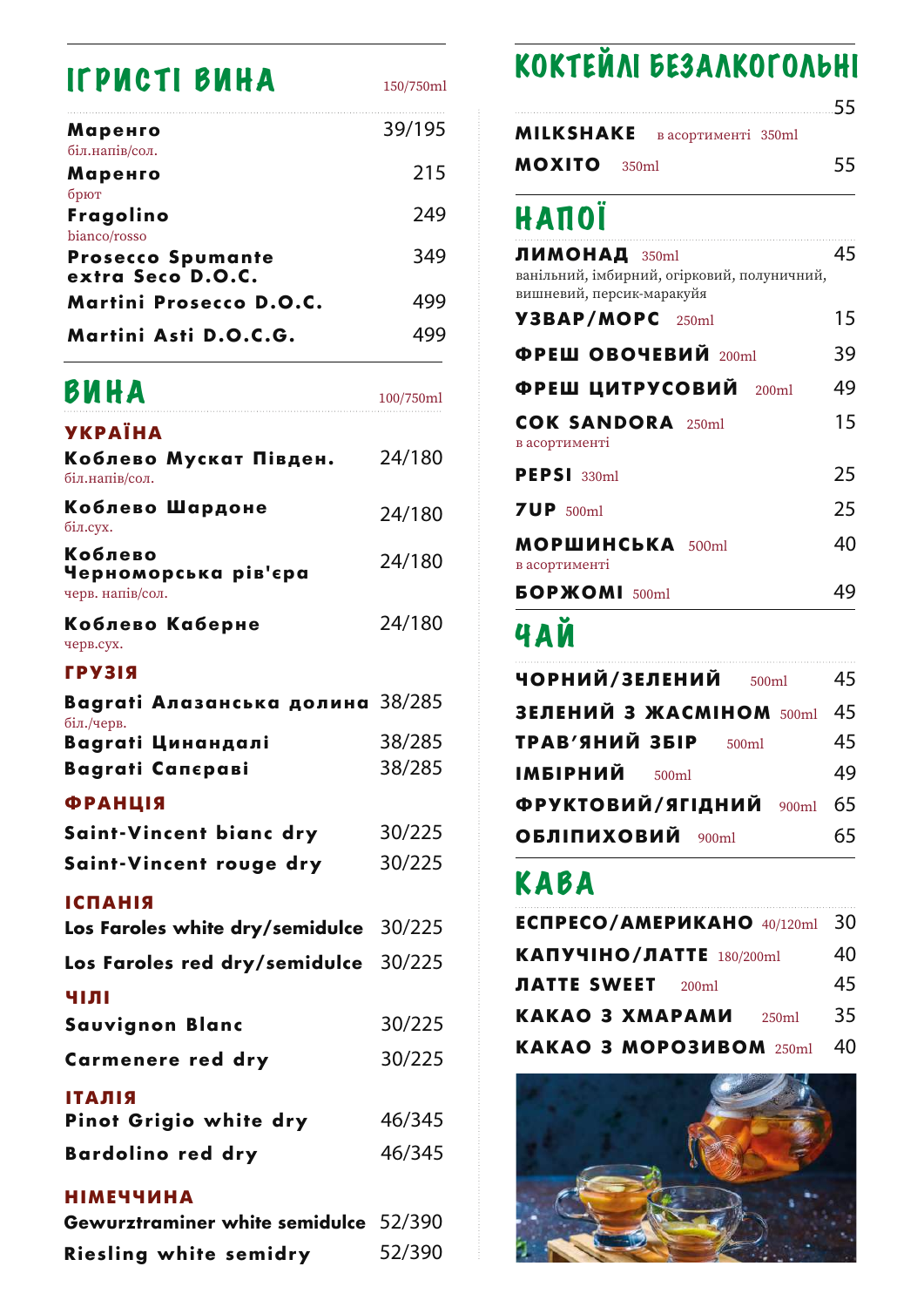## ІГРИСТІ ВИНА

| | 150/750ml |
|---|---|
| **Маренго** біл.напів/сол. | 39/195 |
| **Маренго** брют | 215 |
| **Fragolino** bianco/rosso | 249 |
| **Prosecco Spumante extra Seco D.O.C.** | 349 |
| **Martini Prosecco D.O.C.** | 499 |
| **Martini Asti D.O.C.G.** | 499 |

## ВИНА

| | 100/750ml |
|---|---|
| **УКРАЇНА** | |
| **Коблево Мускат Півден.** біл.напів/сол. | 24/180 |
| **Коблево Шардоне** біл.сух. | 24/180 |
| **Коблево Черноморська рів'єра** черв. напів/сол. | 24/180 |
| **Коблево Каберне** черв.сух. | 24/180 |
| **ГРУЗІЯ** | |
| **Bagrati Алазанська долина** біл./черв. | 38/285 |
| **Bagrati Цинандалі** | 38/285 |
| **Bagrati Сапєраві** | 38/285 |
| **ФРАНЦІЯ** | |
| **Saint-Vincent bianc dry** | 30/225 |
| **Saint-Vincent rouge dry** | 30/225 |
| **ІСПАНІЯ** | |
| **Los Faroles white dry/semidulce** | 30/225 |
| **Los Faroles red dry/semidulce** | 30/225 |
| **ЧІЛІ** | |
| **Sauvignon Blanc** | 30/225 |
| **Carmenere red dry** | 30/225 |
| **ІТАЛІЯ** | |
| **Pinot Grigio white dry** | 46/345 |
| **Bardolino red dry** | 46/345 |
| **НІМЕЧЧИНА** | |
| **Gewurztraminer white semidulce** | 52/390 |
| **Riesling white semidry** | 52/390 |

## КОКТЕЙЛІ БЕЗАЛКОГОЛЬНІ

| | |
|---|---|
| **MILKSHAKE** в асортименті 350ml | 55 |
| **МОХІТО** 350ml | 55 |

## НАПОЇ

| | |
|---|---|
| **ЛИМОНАД** 350ml ванільний, імбирний, огірковий, полуничний, вишневий, персик-маракуйя | 45 |
| **УЗВАР/МОРС** 250ml | 15 |
| **ФРЕШ ОВОЧЕВИЙ** 200ml | 39 |
| **ФРЕШ ЦИТРУСОВИЙ** 200ml | 49 |
| **СОК SANDORA** 250ml в асортименті | 15 |
| **PEPSI** 330ml | 25 |
| **7UP** 500ml | 25 |
| **МОРШИНСЬКА** 500ml в асортименті | 40 |
| **БОРЖОМІ** 500ml | 49 |

## ЧАЙ

| | |
|---|---|
| **ЧОРНИЙ/ЗЕЛЕНИЙ** 500ml | 45 |
| **ЗЕЛЕНИЙ З ЖАСМІНОМ** 500ml | 45 |
| **ТРАВ'ЯНИЙ ЗБІР** 500ml | 45 |
| **ІМБІРНИЙ** 500ml | 49 |
| **ФРУКТОВИЙ/ЯГІДНИЙ** 900ml | 65 |
| **ОБЛІПИХОВИЙ** 900ml | 65 |

## КАВА

| | |
|---|---|
| **ЕСПРЕСО/АМЕРИКАНО** 40/120ml | 30 |
| **КАПУЧІНО/ЛАТТЕ** 180/200ml | 40 |
| **ЛАТТЕ SWEET** 200ml | 45 |
| **КАКАО З ХМАРАМИ** 250ml | 35 |
| **КАКАО З МОРОЗИВОМ** 250ml | 40 |